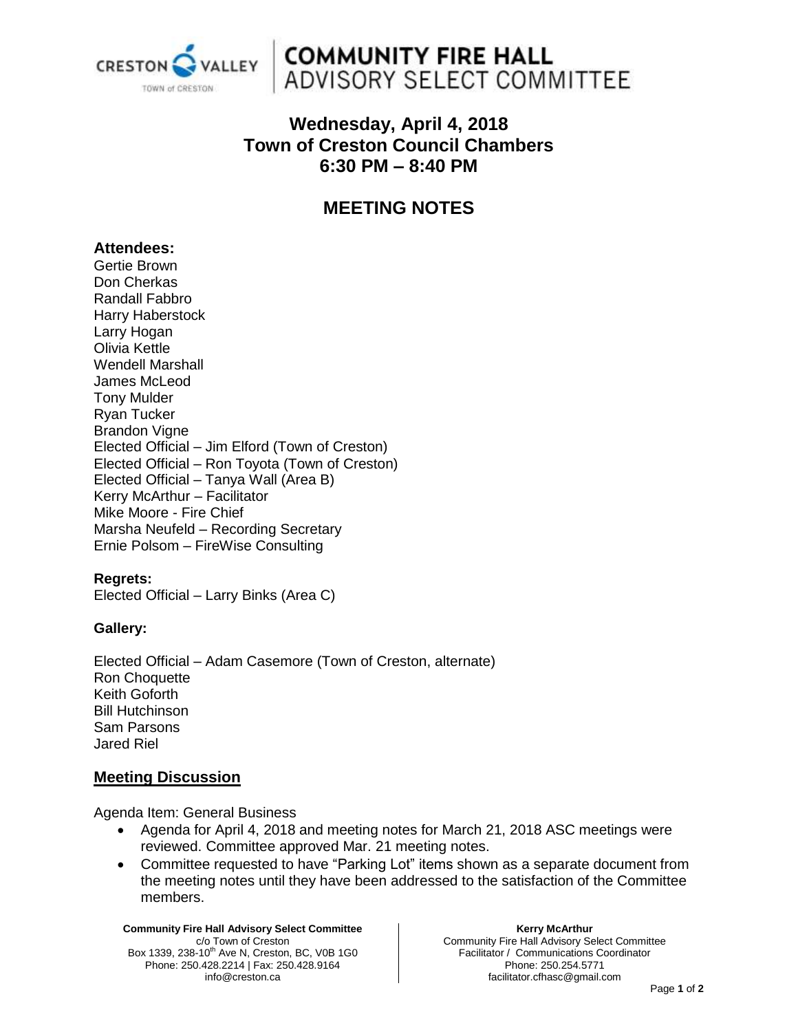# COMMUNITY FIRE HALL ADVISORY SELECT COMMITTEE

## Wednesday, April 4, 2018
## Town of Creston Council Chambers
## 6:30 PM – 8:40 PM

# MEETING NOTES

### Attendees:

Gertie Brown
Don Cherkas
Randall Fabbro
Harry Haberstock
Larry Hogan
Olivia Kettle
Wendell Marshall
James McLeod
Tony Mulder
Ryan Tucker
Brandon Vigne
Elected Official – Jim Elford (Town of Creston)
Elected Official – Ron Toyota (Town of Creston)
Elected Official – Tanya Wall (Area B)
Kerry McArthur – Facilitator
Mike Moore - Fire Chief
Marsha Neufeld – Recording Secretary
Ernie Polsom – FireWise Consulting

**Regrets:**

Elected Official – Larry Binks (Area C)

**Gallery:**

Elected Official – Adam Casemore (Town of Creston, alternate)
Ron Choquette
Keith Goforth
Bill Hutchinson
Sam Parsons
Jared Riel

## Meeting Discussion

Agenda Item: General Business

- Agenda for April 4, 2018 and meeting notes for March 21, 2018 ASC meetings were reviewed. Committee approved Mar. 21 meeting notes.
- Committee requested to have "Parking Lot" items shown as a separate document from the meeting notes until they have been addressed to the satisfaction of the Committee members.

**Community Fire Hall Advisory Select Committee**
c/o Town of Creston
Box 1339, 238-10th Ave N, Creston, BC, V0B 1G0
Phone: 250.428.2214 | Fax: 250.428.9164
info@creston.ca

**Kerry McArthur**
Community Fire Hall Advisory Select Committee
Facilitator / Communications Coordinator
Phone: 250.254.5771
facilitator.cfhasc@gmail.com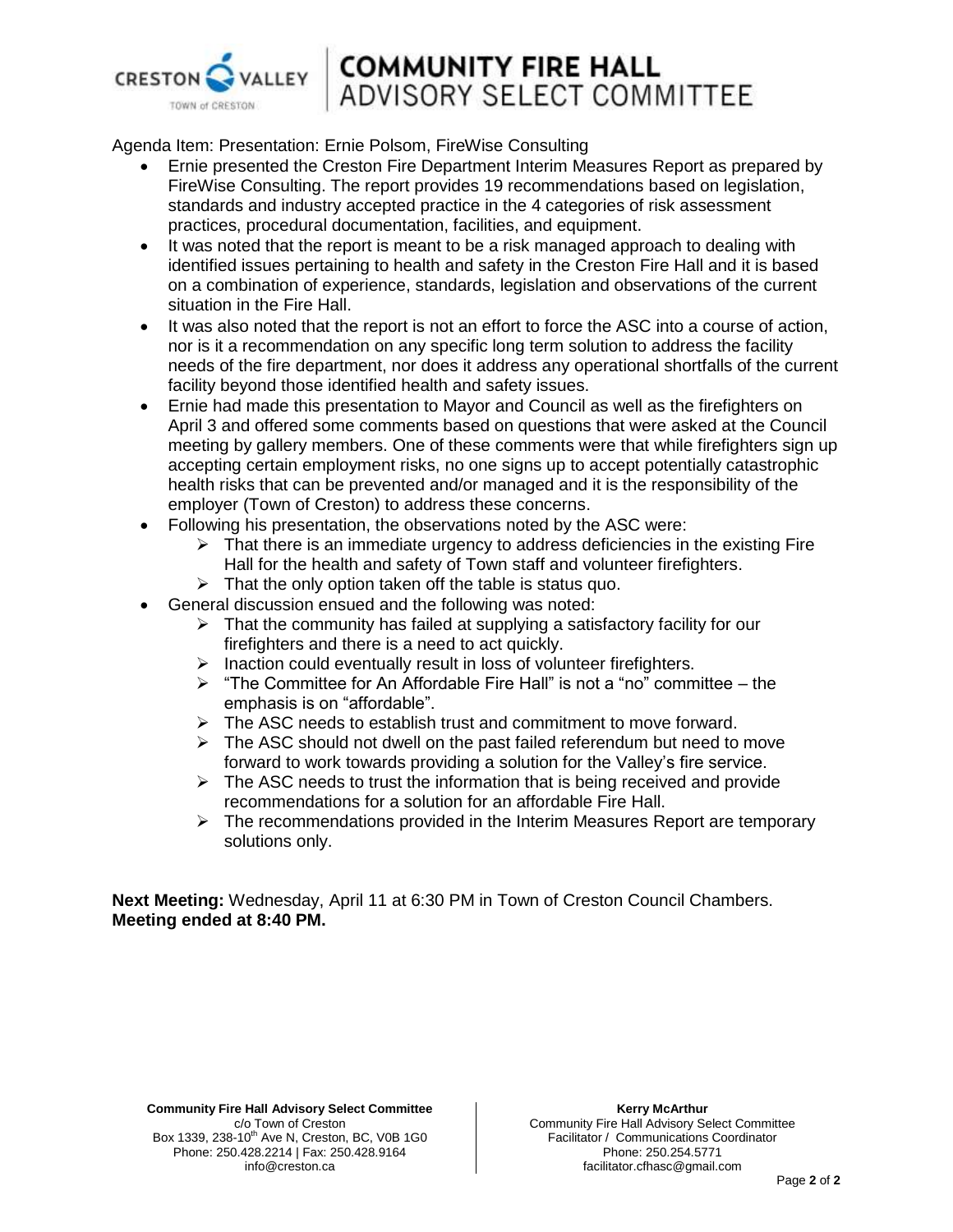Agenda Item: Presentation: Ernie Polsom, FireWise Consulting

- Ernie presented the Creston Fire Department Interim Measures Report as prepared by FireWise Consulting. The report provides 19 recommendations based on legislation, standards and industry accepted practice in the 4 categories of risk assessment practices, procedural documentation, facilities, and equipment.
- It was noted that the report is meant to be a risk managed approach to dealing with identified issues pertaining to health and safety in the Creston Fire Hall and it is based on a combination of experience, standards, legislation and observations of the current situation in the Fire Hall.
- It was also noted that the report is not an effort to force the ASC into a course of action, nor is it a recommendation on any specific long term solution to address the facility needs of the fire department, nor does it address any operational shortfalls of the current facility beyond those identified health and safety issues.
- Ernie had made this presentation to Mayor and Council as well as the firefighters on April 3 and offered some comments based on questions that were asked at the Council meeting by gallery members. One of these comments were that while firefighters sign up accepting certain employment risks, no one signs up to accept potentially catastrophic health risks that can be prevented and/or managed and it is the responsibility of the employer (Town of Creston) to address these concerns.
- Following his presentation, the observations noted by the ASC were:
    - That there is an immediate urgency to address deficiencies in the existing Fire Hall for the health and safety of Town staff and volunteer firefighters.
    - That the only option taken off the table is status quo.
- General discussion ensued and the following was noted:
    - That the community has failed at supplying a satisfactory facility for our firefighters and there is a need to act quickly.
    - Inaction could eventually result in loss of volunteer firefighters.
    - "The Committee for An Affordable Fire Hall" is not a "no" committee – the emphasis is on "affordable".
    - The ASC needs to establish trust and commitment to move forward.
    - The ASC should not dwell on the past failed referendum but need to move forward to work towards providing a solution for the Valley's fire service.
    - The ASC needs to trust the information that is being received and provide recommendations for a solution for an affordable Fire Hall.
    - The recommendations provided in the Interim Measures Report are temporary solutions only.

**Next Meeting:** Wednesday, April 11 at 6:30 PM in Town of Creston Council Chambers.
**Meeting ended at 8:40 PM.**